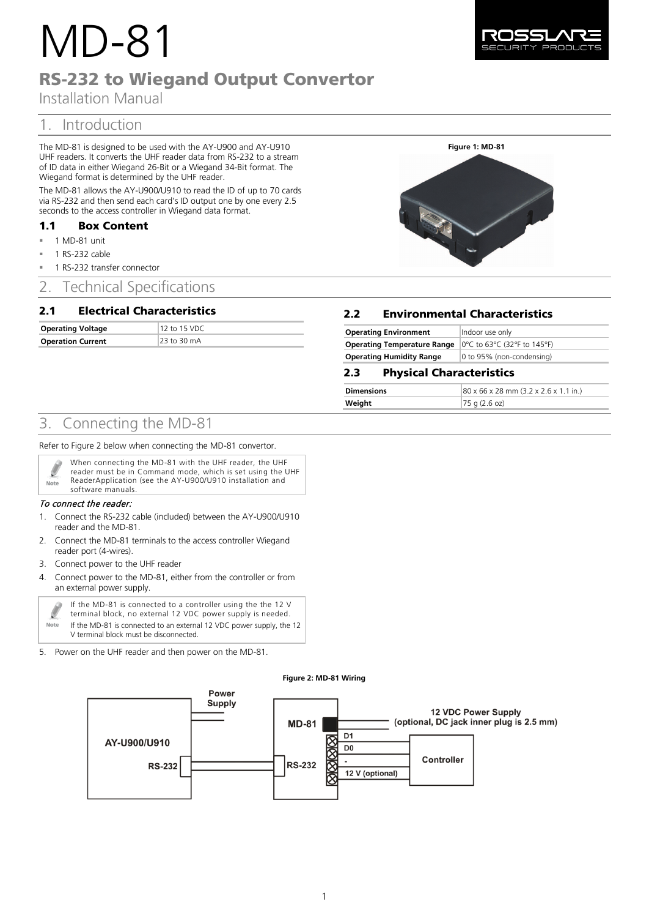# MD-81

## RS-232 to Wiegand Output Convertor

Installation Manual

## 1. Introduction

The MD-81 is designed to be used with the AY-U900 and AY-U910 UHF readers. It converts the UHF reader data from RS-232 to a stream of ID data in either Wiegand 26-Bit or a Wiegand 34-Bit format. The Wiegand format is determined by the UHF reader.

The MD-81 allows the AY-U900/U910 to read the ID of up to 70 cards via RS-232 and then send each card's ID output one by one every 2.5 seconds to the access controller in Wiegand data format.

Figure 1: MD-81

### 1.1 Box Content

- 1 MD-81 unit
- 1 RS-232 cable
- 1 RS-232 transfer connector

## 2. Technical Specifications

### 2.1 Electrical Characteristics

| | |
|---|---|
| **Operating Voltage** | 12 to 15 VDC |
| **Operation Current** | 23 to 30 mA |

### 2.2 Environmental Characteristics

| | |
|---|---|
| **Operating Environment** | Indoor use only |
| **Operating Temperature Range** | 0°C to 63°C (32°F to 145°F) |
| **Operating Humidity Range** | 0 to 95% (non-condensing) |

### 2.3 Physical Characteristics

| | |
|---|---|
| **Dimensions** | 80 x 66 x 28 mm (3.2 x 2.6 x 1.1 in.) |
| **Weight** | 75 g (2.6 oz) |

## 3. Connecting the MD-81

Refer to Figure 2 below when connecting the MD-81 convertor.

> **Note:** When connecting the MD-81 with the UHF reader, the UHF reader must be in Command mode, which is set using the UHF ReaderApplication (see the AY-U900/U910 installation and software manuals.

*To connect the reader:*

1. Connect the RS-232 cable (included) between the AY-U900/U910 reader and the MD-81.
2. Connect the MD-81 terminals to the access controller Wiegand reader port (4-wires).
3. Connect power to the UHF reader
4. Connect power to the MD-81, either from the controller or from an external power supply.

> **Note:** If the MD-81 is connected to a controller using the the 12 V terminal block, no external 12 VDC power supply is needed.
> If the MD-81 is connected to an external 12 VDC power supply, the 12 V terminal block must be disconnected.

5. Power on the UHF reader and then power on the MD-81.

Figure 2: MD-81 Wiring

AY-U900/U910 — Power Supply — RS-232 — MD-81 — RS-232 — D1 — D0 — - — 12 V (optional) — Controller — 12 VDC Power Supply (optional, DC jack inner plug is 2.5 mm)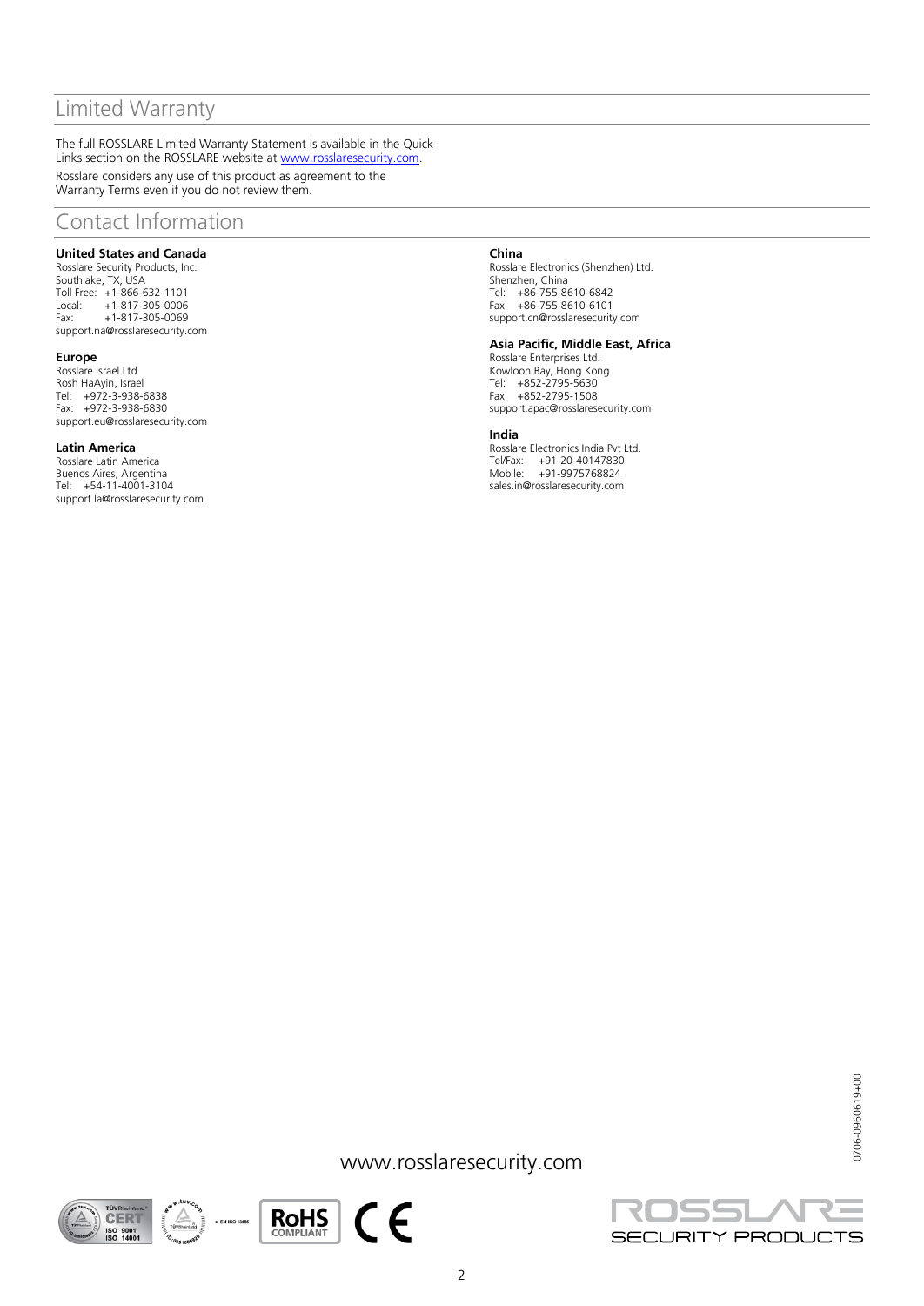## Limited Warranty

The full ROSSLARE Limited Warranty Statement is available in the Quick Links section on the ROSSLARE website at [www.rosslaresecurity.com](http://www.rosslaresecurity.com).

Rosslare considers any use of this product as agreement to the Warranty Terms even if you do not review them.

## Contact Information

**United States and Canada**
Rosslare Security Products, Inc.
Southlake, TX, USA
Toll Free: +1-866-632-1101
Local: +1-817-305-0006
Fax: +1-817-305-0069
support.na@rosslaresecurity.com

**Europe**
Rosslare Israel Ltd.
Rosh HaAyin, Israel
Tel: +972-3-938-6838
Fax: +972-3-938-6830
support.eu@rosslaresecurity.com

**Latin America**
Rosslare Latin America
Buenos Aires, Argentina
Tel: +54-11-4001-3104
support.la@rosslaresecurity.com

**China**
Rosslare Electronics (Shenzhen) Ltd.
Shenzhen, China
Tel: +86-755-8610-6842
Fax: +86-755-8610-6101
support.cn@rosslaresecurity.com

**Asia Pacific, Middle East, Africa**
Rosslare Enterprises Ltd.
Kowloon Bay, Hong Kong
Tel: +852-2795-5630
Fax: +852-2795-1508
support.apac@rosslaresecurity.com

**India**
Rosslare Electronics India Pvt Ltd.
Tel/Fax: +91-20-40147830
Mobile: +91-9975768824
sales.in@rosslaresecurity.com

0706-0960619+00

www.rosslaresecurity.com

TÜVRheinland CERT ISO 9001 ISO 14001 • EN ISO 13485 RoHS COMPLIANT CE

ROSSLARE SECURITY PRODUCTS